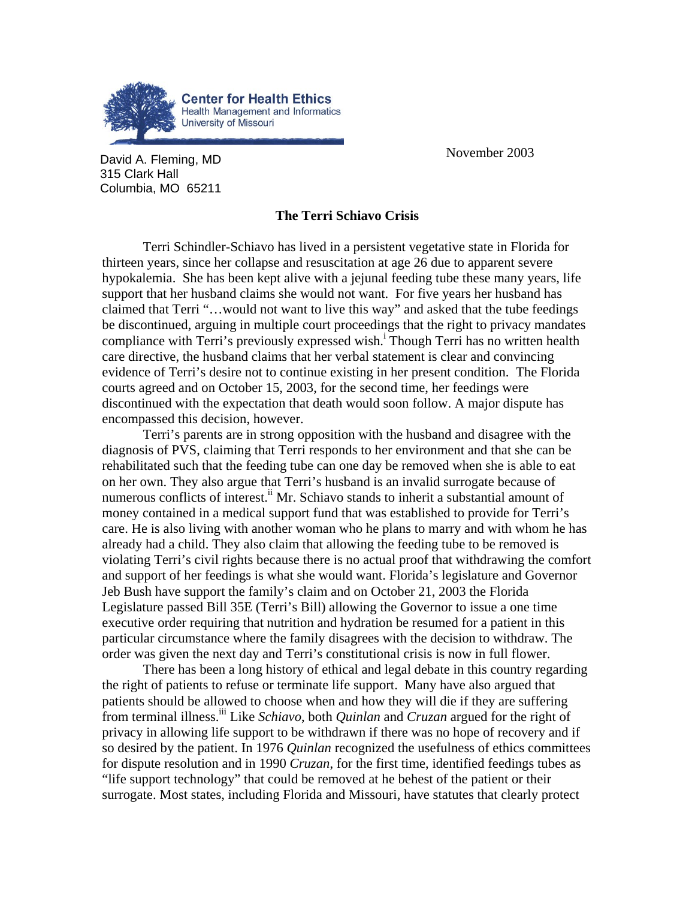Center for Health Ethics
Health Management and Informatics
University of Missouri

David A. Fleming, MD
315 Clark Hall
Columbia, MO 65211

November 2003

## The Terri Schiavo Crisis

Terri Schindler-Schiavo has lived in a persistent vegetative state in Florida for thirteen years, since her collapse and resuscitation at age 26 due to apparent severe hypokalemia. She has been kept alive with a jejunal feeding tube these many years, life support that her husband claims she would not want. For five years her husband has claimed that Terri "…would not want to live this way" and asked that the tube feedings be discontinued, arguing in multiple court proceedings that the right to privacy mandates compliance with Terri's previously expressed wish.[i] Though Terri has no written health care directive, the husband claims that her verbal statement is clear and convincing evidence of Terri's desire not to continue existing in her present condition. The Florida courts agreed and on October 15, 2003, for the second time, her feedings were discontinued with the expectation that death would soon follow. A major dispute has encompassed this decision, however.

Terri's parents are in strong opposition with the husband and disagree with the diagnosis of PVS, claiming that Terri responds to her environment and that she can be rehabilitated such that the feeding tube can one day be removed when she is able to eat on her own. They also argue that Terri's husband is an invalid surrogate because of numerous conflicts of interest.[ii] Mr. Schiavo stands to inherit a substantial amount of money contained in a medical support fund that was established to provide for Terri's care. He is also living with another woman who he plans to marry and with whom he has already had a child. They also claim that allowing the feeding tube to be removed is violating Terri's civil rights because there is no actual proof that withdrawing the comfort and support of her feedings is what she would want. Florida's legislature and Governor Jeb Bush have support the family's claim and on October 21, 2003 the Florida Legislature passed Bill 35E (Terri's Bill) allowing the Governor to issue a one time executive order requiring that nutrition and hydration be resumed for a patient in this particular circumstance where the family disagrees with the decision to withdraw. The order was given the next day and Terri's constitutional crisis is now in full flower.

There has been a long history of ethical and legal debate in this country regarding the right of patients to refuse or terminate life support. Many have also argued that patients should be allowed to choose when and how they will die if they are suffering from terminal illness.[iii] Like *Schiavo*, both *Quinlan* and *Cruzan* argued for the right of privacy in allowing life support to be withdrawn if there was no hope of recovery and if so desired by the patient. In 1976 *Quinlan* recognized the usefulness of ethics committees for dispute resolution and in 1990 *Cruzan*, for the first time, identified feedings tubes as "life support technology" that could be removed at he behest of the patient or their surrogate. Most states, including Florida and Missouri, have statutes that clearly protect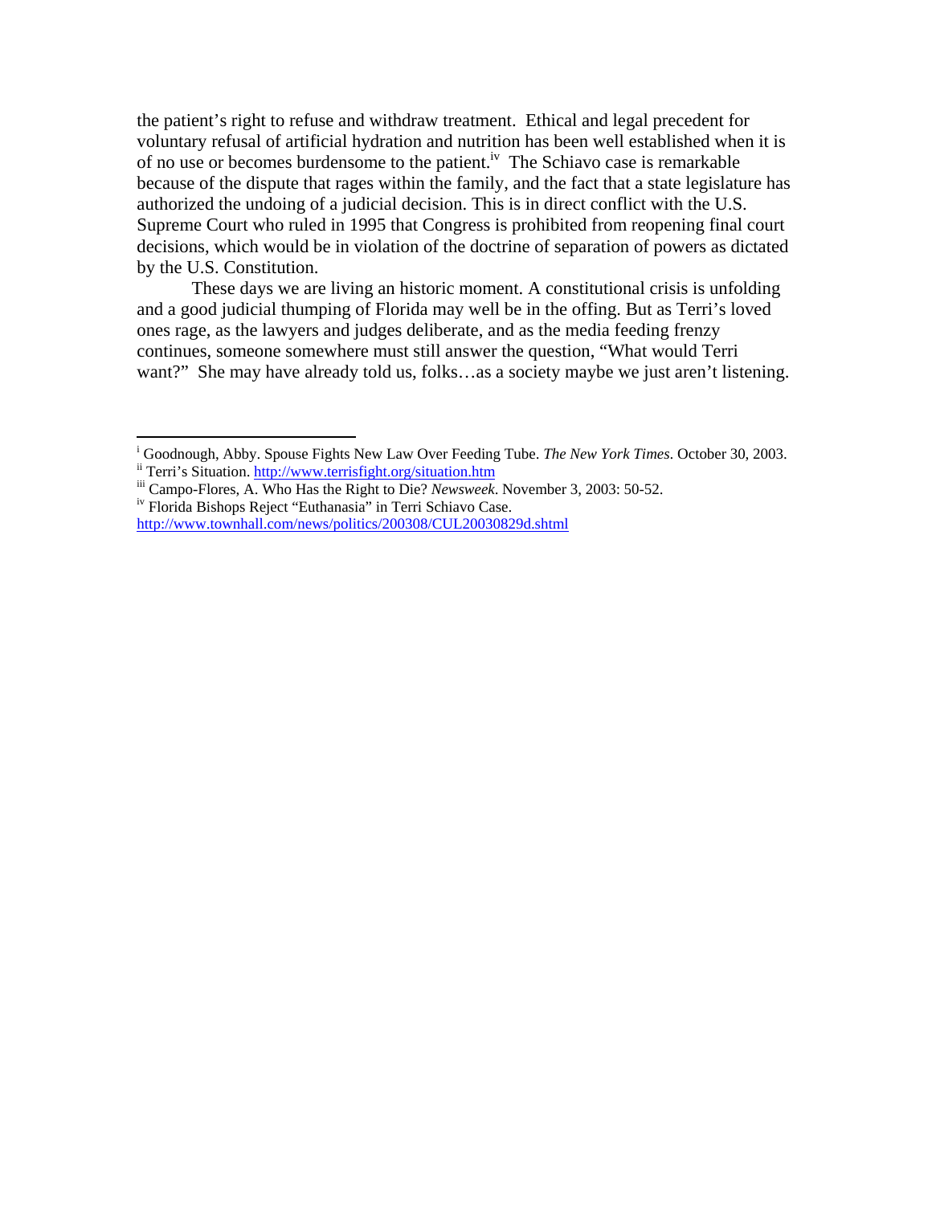the patient's right to refuse and withdraw treatment. Ethical and legal precedent for voluntary refusal of artificial hydration and nutrition has been well established when it is of no use or becomes burdensome to the patient.[iv] The Schiavo case is remarkable because of the dispute that rages within the family, and the fact that a state legislature has authorized the undoing of a judicial decision. This is in direct conflict with the U.S. Supreme Court who ruled in 1995 that Congress is prohibited from reopening final court decisions, which would be in violation of the doctrine of separation of powers as dictated by the U.S. Constitution.

These days we are living an historic moment. A constitutional crisis is unfolding and a good judicial thumping of Florida may well be in the offing. But as Terri's loved ones rage, as the lawyers and judges deliberate, and as the media feeding frenzy continues, someone somewhere must still answer the question, "What would Terri want?" She may have already told us, folks…as a society maybe we just aren't listening.

---

[i] Goodnough, Abby. Spouse Fights New Law Over Feeding Tube. *The New York Times*. October 30, 2003.

[ii] Terri's Situation. http://www.terrisfight.org/situation.htm

[iii] Campo-Flores, A. Who Has the Right to Die? *Newsweek*. November 3, 2003: 50-52.

[iv] Florida Bishops Reject "Euthanasia" in Terri Schiavo Case. http://www.townhall.com/news/politics/200308/CUL20030829d.shtml